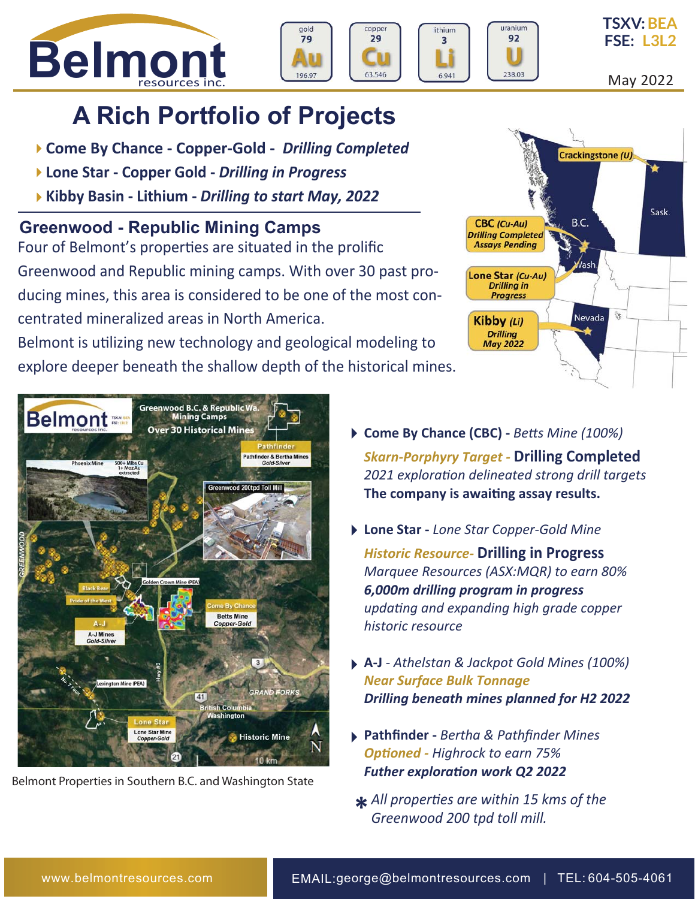# Belmont resources inc.

TSXV: BEA
FSE: L3L2

May 2022

## A Rich Portfolio of Projects

- **Come By Chance - Copper-Gold -** ***Drilling Completed***
- **Lone Star - Copper Gold -** ***Drilling in Progress***
- **Kibby Basin - Lithium -** ***Drilling to start May, 2022***

## Greenwood - Republic Mining Camps

Four of Belmont's properties are situated in the prolific Greenwood and Republic mining camps. With over 30 past producing mines, this area is considered to be one of the most concentrated mineralized areas in North America.

Belmont is utilizing new technology and geological modeling to explore deeper beneath the shallow depth of the historical mines.

Belmont Properties in Southern B.C. and Washington State

- **Come By Chance (CBC) -** *Betts Mine (100%)*
  *Skarn-Porphyry Target -* **Drilling Completed**
  *2021 exploration delineated strong drill targets*
  **The company is awaiting assay results.**

- **Lone Star -** *Lone Star Copper-Gold Mine*
  *Historic Resource-* **Drilling in Progress**
  *Marquee Resources (ASX:MQR) to earn 80%*
  ***6,000m drilling program in progress***
  *updating and expanding high grade copper historic resource*

- **A-J** - *Athelstan & Jackpot Gold Mines (100%)*
  *Near Surface Bulk Tonnage*
  ***Drilling beneath mines planned for H2 2022***

- **Pathfinder -** *Bertha & Pathfinder Mines*
  *Optioned - Highrock to earn 75%*
  ***Futher exploration work Q2 2022***

\* *All properties are within 15 kms of the Greenwood 200 tpd toll mill.*

www.belmontresources.com | EMAIL:george@belmontresources.com | TEL: 604-505-4061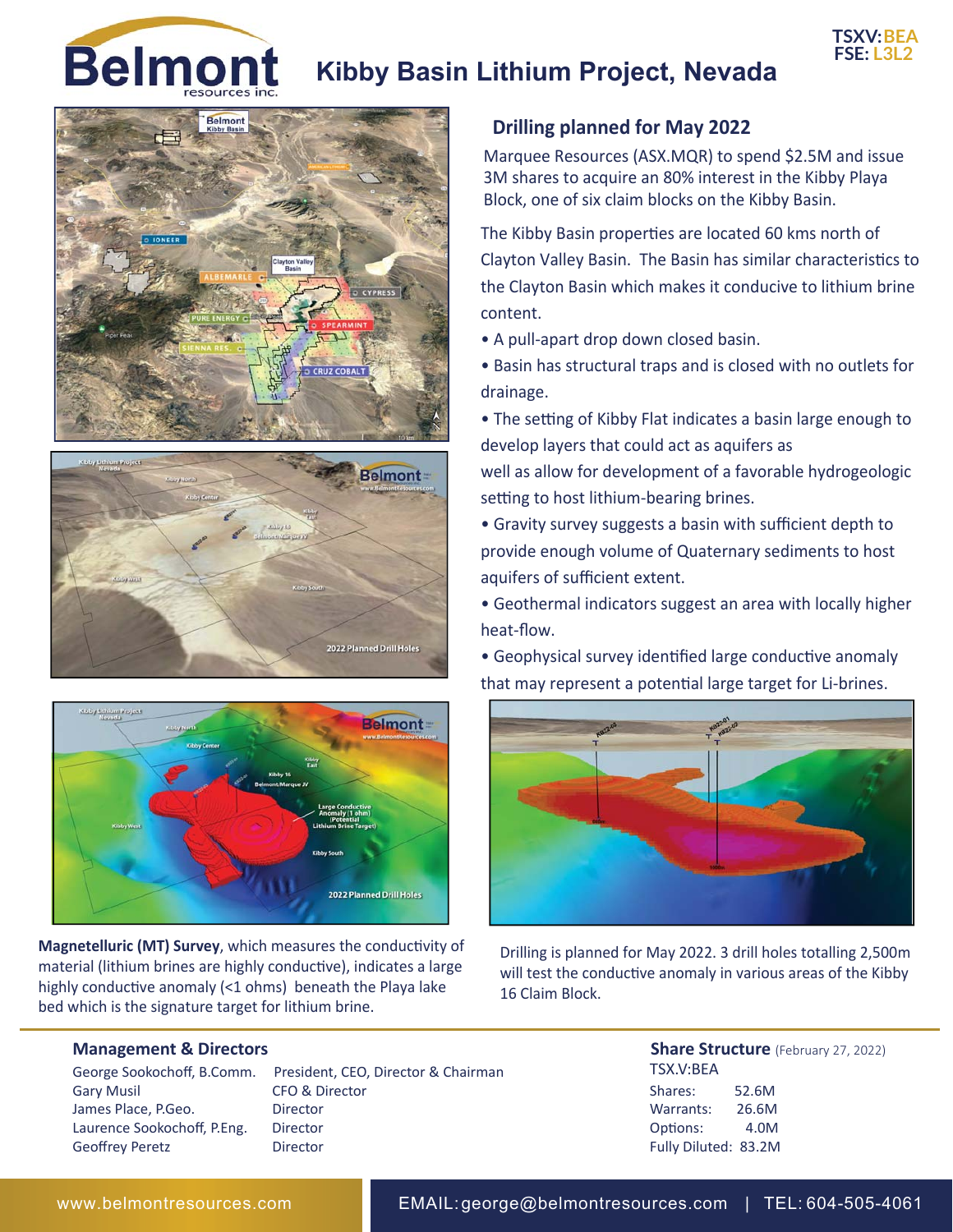# Belmont resources inc.

TSXV: BEA
FSE: L3L2

## Kibby Basin Lithium Project, Nevada

### Drilling planned for May 2022

Marquee Resources (ASX.MQR) to spend $2.5M and issue 3M shares to acquire an 80% interest in the Kibby Playa Block, one of six claim blocks on the Kibby Basin.

The Kibby Basin properties are located 60 kms north of Clayton Valley Basin. The Basin has similar characteristics to the Clayton Basin which makes it conducive to lithium brine content.

- A pull-apart drop down closed basin.
- Basin has structural traps and is closed with no outlets for drainage.
- The setting of Kibby Flat indicates a basin large enough to develop layers that could act as aquifers as well as allow for development of a favorable hydrogeologic setting to host lithium-bearing brines.
- Gravity survey suggests a basin with sufficient depth to provide enough volume of Quaternary sediments to host aquifers of sufficient extent.
- Geothermal indicators suggest an area with locally higher heat-flow.
- Geophysical survey identified large conductive anomaly that may represent a potential large target for Li-brines.

**Magnetelluric (MT) Survey**, which measures the conductivity of material (lithium brines are highly conductive), indicates a large highly conductive anomaly (<1 ohms) beneath the Playa lake bed which is the signature target for lithium brine.

Drilling is planned for May 2022. 3 drill holes totalling 2,500m will test the conductive anomaly in various areas of the Kibby 16 Claim Block.

### Management & Directors

| | |
|---|---|
| George Sookochoff, B.Comm. | President, CEO, Director & Chairman |
| Gary Musil | CFO & Director |
| James Place, P.Geo. | Director |
| Laurence Sookochoff, P.Eng. | Director |
| Geoffrey Peretz | Director |

### Share Structure (February 27, 2022)

TSX.V:BEA

| | |
|---|---|
| Shares: | 52.6M |
| Warrants: | 26.6M |
| Options: | 4.0M |
| Fully Diluted: | 83.2M |

www.belmontresources.com

EMAIL: george@belmontresources.com | TEL: 604-505-4061